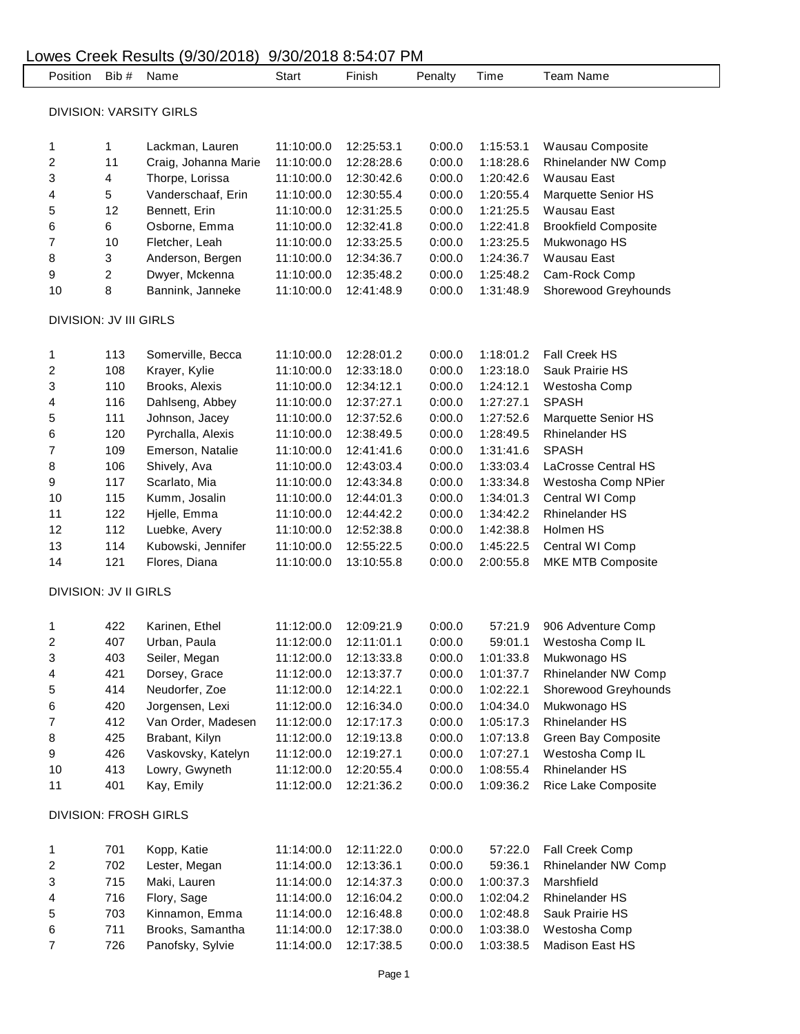# Lowes Creek Results (9/30/2018) 9/30/2018 8:54:07 PM

| Position | Bib # | Name | Start | Finish | Penalty | Time | Team Name |
|---|---|---|---|---|---|---|---|
| **DIVISION: VARSITY GIRLS** | | | | | | | |
| 1 | 1 | Lackman, Lauren | 11:10:00.0 | 12:25:53.1 | 0:00.0 | 1:15:53.1 | Wausau Composite |
| 2 | 11 | Craig, Johanna Marie | 11:10:00.0 | 12:28:28.6 | 0:00.0 | 1:18:28.6 | Rhinelander NW Comp |
| 3 | 4 | Thorpe, Lorissa | 11:10:00.0 | 12:30:42.6 | 0:00.0 | 1:20:42.6 | Wausau East |
| 4 | 5 | Vanderschaaf, Erin | 11:10:00.0 | 12:30:55.4 | 0:00.0 | 1:20:55.4 | Marquette Senior HS |
| 5 | 12 | Bennett, Erin | 11:10:00.0 | 12:31:25.5 | 0:00.0 | 1:21:25.5 | Wausau East |
| 6 | 6 | Osborne, Emma | 11:10:00.0 | 12:32:41.8 | 0:00.0 | 1:22:41.8 | Brookfield Composite |
| 7 | 10 | Fletcher, Leah | 11:10:00.0 | 12:33:25.5 | 0:00.0 | 1:23:25.5 | Mukwonago HS |
| 8 | 3 | Anderson, Bergen | 11:10:00.0 | 12:34:36.7 | 0:00.0 | 1:24:36.7 | Wausau East |
| 9 | 2 | Dwyer, Mckenna | 11:10:00.0 | 12:35:48.2 | 0:00.0 | 1:25:48.2 | Cam-Rock Comp |
| 10 | 8 | Bannink, Janneke | 11:10:00.0 | 12:41:48.9 | 0:00.0 | 1:31:48.9 | Shorewood Greyhounds |
| **DIVISION: JV III GIRLS** | | | | | | | |
| 1 | 113 | Somerville, Becca | 11:10:00.0 | 12:28:01.2 | 0:00.0 | 1:18:01.2 | Fall Creek HS |
| 2 | 108 | Krayer, Kylie | 11:10:00.0 | 12:33:18.0 | 0:00.0 | 1:23:18.0 | Sauk Prairie HS |
| 3 | 110 | Brooks, Alexis | 11:10:00.0 | 12:34:12.1 | 0:00.0 | 1:24:12.1 | Westosha Comp |
| 4 | 116 | Dahlseng, Abbey | 11:10:00.0 | 12:37:27.1 | 0:00.0 | 1:27:27.1 | SPASH |
| 5 | 111 | Johnson, Jacey | 11:10:00.0 | 12:37:52.6 | 0:00.0 | 1:27:52.6 | Marquette Senior HS |
| 6 | 120 | Pyrchalla, Alexis | 11:10:00.0 | 12:38:49.5 | 0:00.0 | 1:28:49.5 | Rhinelander HS |
| 7 | 109 | Emerson, Natalie | 11:10:00.0 | 12:41:41.6 | 0:00.0 | 1:31:41.6 | SPASH |
| 8 | 106 | Shively, Ava | 11:10:00.0 | 12:43:03.4 | 0:00.0 | 1:33:03.4 | LaCrosse Central HS |
| 9 | 117 | Scarlato, Mia | 11:10:00.0 | 12:43:34.8 | 0:00.0 | 1:33:34.8 | Westosha Comp NPier |
| 10 | 115 | Kumm, Josalin | 11:10:00.0 | 12:44:01.3 | 0:00.0 | 1:34:01.3 | Central WI Comp |
| 11 | 122 | Hjelle, Emma | 11:10:00.0 | 12:44:42.2 | 0:00.0 | 1:34:42.2 | Rhinelander HS |
| 12 | 112 | Luebke, Avery | 11:10:00.0 | 12:52:38.8 | 0:00.0 | 1:42:38.8 | Holmen HS |
| 13 | 114 | Kubowski, Jennifer | 11:10:00.0 | 12:55:22.5 | 0:00.0 | 1:45:22.5 | Central WI Comp |
| 14 | 121 | Flores, Diana | 11:10:00.0 | 13:10:55.8 | 0:00.0 | 2:00:55.8 | MKE MTB Composite |
| **DIVISION: JV II GIRLS** | | | | | | | |
| 1 | 422 | Karinen, Ethel | 11:12:00.0 | 12:09:21.9 | 0:00.0 | 57:21.9 | 906 Adventure Comp |
| 2 | 407 | Urban, Paula | 11:12:00.0 | 12:11:01.1 | 0:00.0 | 59:01.1 | Westosha Comp IL |
| 3 | 403 | Seiler, Megan | 11:12:00.0 | 12:13:33.8 | 0:00.0 | 1:01:33.8 | Mukwonago HS |
| 4 | 421 | Dorsey, Grace | 11:12:00.0 | 12:13:37.7 | 0:00.0 | 1:01:37.7 | Rhinelander NW Comp |
| 5 | 414 | Neudorfer, Zoe | 11:12:00.0 | 12:14:22.1 | 0:00.0 | 1:02:22.1 | Shorewood Greyhounds |
| 6 | 420 | Jorgensen, Lexi | 11:12:00.0 | 12:16:34.0 | 0:00.0 | 1:04:34.0 | Mukwonago HS |
| 7 | 412 | Van Order, Madesen | 11:12:00.0 | 12:17:17.3 | 0:00.0 | 1:05:17.3 | Rhinelander HS |
| 8 | 425 | Brabant, Kilyn | 11:12:00.0 | 12:19:13.8 | 0:00.0 | 1:07:13.8 | Green Bay Composite |
| 9 | 426 | Vaskovsky, Katelyn | 11:12:00.0 | 12:19:27.1 | 0:00.0 | 1:07:27.1 | Westosha Comp IL |
| 10 | 413 | Lowry, Gwyneth | 11:12:00.0 | 12:20:55.4 | 0:00.0 | 1:08:55.4 | Rhinelander HS |
| 11 | 401 | Kay, Emily | 11:12:00.0 | 12:21:36.2 | 0:00.0 | 1:09:36.2 | Rice Lake Composite |
| **DIVISION: FROSH GIRLS** | | | | | | | |
| 1 | 701 | Kopp, Katie | 11:14:00.0 | 12:11:22.0 | 0:00.0 | 57:22.0 | Fall Creek Comp |
| 2 | 702 | Lester, Megan | 11:14:00.0 | 12:13:36.1 | 0:00.0 | 59:36.1 | Rhinelander NW Comp |
| 3 | 715 | Maki, Lauren | 11:14:00.0 | 12:14:37.3 | 0:00.0 | 1:00:37.3 | Marshfield |
| 4 | 716 | Flory, Sage | 11:14:00.0 | 12:16:04.2 | 0:00.0 | 1:02:04.2 | Rhinelander HS |
| 5 | 703 | Kinnamon, Emma | 11:14:00.0 | 12:16:48.8 | 0:00.0 | 1:02:48.8 | Sauk Prairie HS |
| 6 | 711 | Brooks, Samantha | 11:14:00.0 | 12:17:38.0 | 0:00.0 | 1:03:38.0 | Westosha Comp |
| 7 | 726 | Panofsky, Sylvie | 11:14:00.0 | 12:17:38.5 | 0:00.0 | 1:03:38.5 | Madison East HS |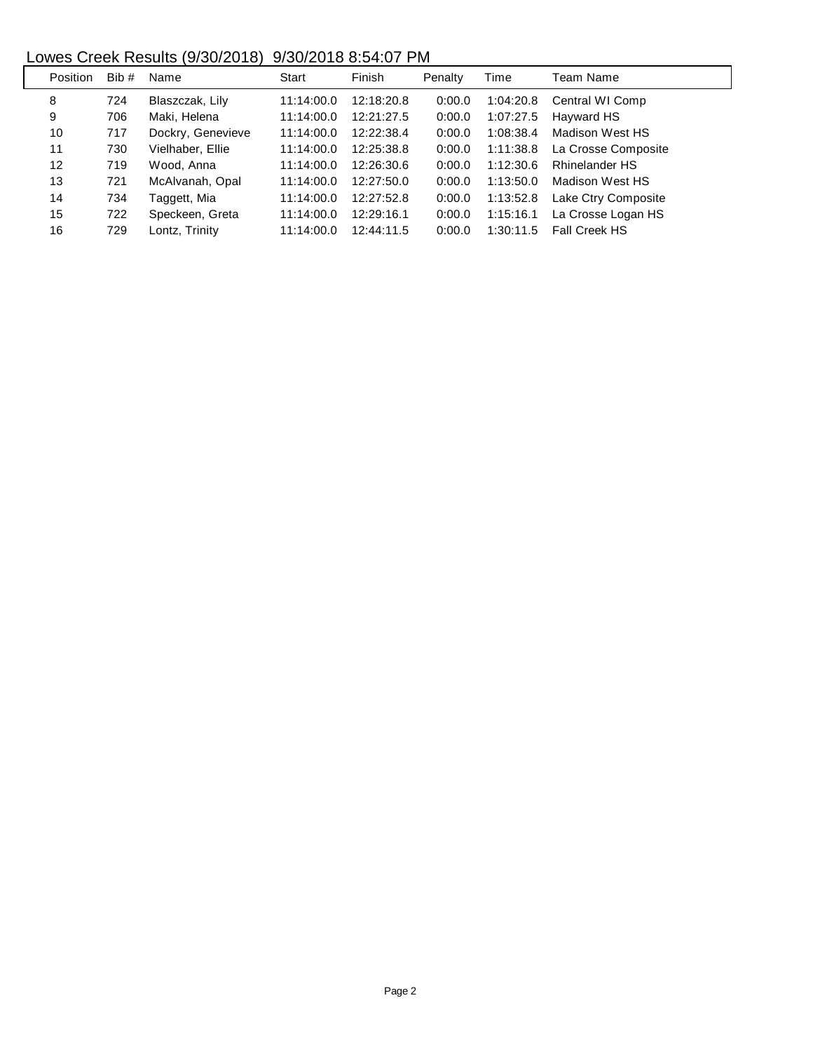# Lowes Creek Results (9/30/2018) 9/30/2018 8:54:07 PM

| Position | Bib # | Name | Start | Finish | Penalty | Time | Team Name |
|---|---|---|---|---|---|---|---|
| 8 | 724 | Blaszczak, Lily | 11:14:00.0 | 12:18:20.8 | 0:00.0 | 1:04:20.8 | Central WI Comp |
| 9 | 706 | Maki, Helena | 11:14:00.0 | 12:21:27.5 | 0:00.0 | 1:07:27.5 | Hayward HS |
| 10 | 717 | Dockry, Genevieve | 11:14:00.0 | 12:22:38.4 | 0:00.0 | 1:08:38.4 | Madison West HS |
| 11 | 730 | Vielhaber, Ellie | 11:14:00.0 | 12:25:38.8 | 0:00.0 | 1:11:38.8 | La Crosse Composite |
| 12 | 719 | Wood, Anna | 11:14:00.0 | 12:26:30.6 | 0:00.0 | 1:12:30.6 | Rhinelander HS |
| 13 | 721 | McAlvanah, Opal | 11:14:00.0 | 12:27:50.0 | 0:00.0 | 1:13:50.0 | Madison West HS |
| 14 | 734 | Taggett, Mia | 11:14:00.0 | 12:27:52.8 | 0:00.0 | 1:13:52.8 | Lake Ctry Composite |
| 15 | 722 | Speckeen, Greta | 11:14:00.0 | 12:29:16.1 | 0:00.0 | 1:15:16.1 | La Crosse Logan HS |
| 16 | 729 | Lontz, Trinity | 11:14:00.0 | 12:44:11.5 | 0:00.0 | 1:30:11.5 | Fall Creek HS |